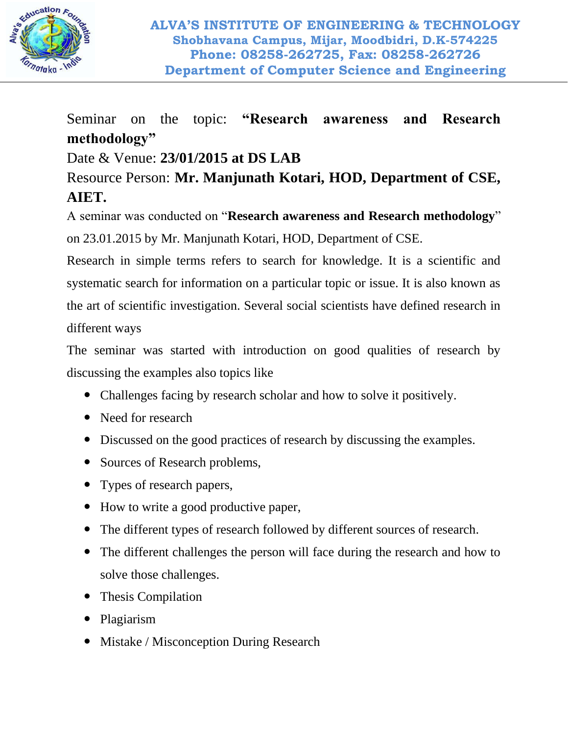# ALVA'S INSTITUTE OF ENGINEERING & TECHNOLOGY

**Shobhavana Campus, Mijar, Moodbidri, D.K-574225**
**Phone: 08258-262725, Fax: 08258-262726**
**Department of Computer Science and Engineering**

Seminar on the topic: **"Research awareness and Research methodology"**

Date & Venue: **23/01/2015 at DS LAB**

Resource Person: **Mr. Manjunath Kotari, HOD, Department of CSE, AIET.**

A seminar was conducted on "**Research awareness and Research methodology**" on 23.01.2015 by Mr. Manjunath Kotari, HOD, Department of CSE.

Research in simple terms refers to search for knowledge. It is a scientific and systematic search for information on a particular topic or issue. It is also known as the art of scientific investigation. Several social scientists have defined research in different ways

The seminar was started with introduction on good qualities of research by discussing the examples also topics like

- Challenges facing by research scholar and how to solve it positively.
- Need for research
- Discussed on the good practices of research by discussing the examples.
- Sources of Research problems,
- Types of research papers,
- How to write a good productive paper,
- The different types of research followed by different sources of research.
- The different challenges the person will face during the research and how to solve those challenges.
- Thesis Compilation
- Plagiarism
- Mistake / Misconception During Research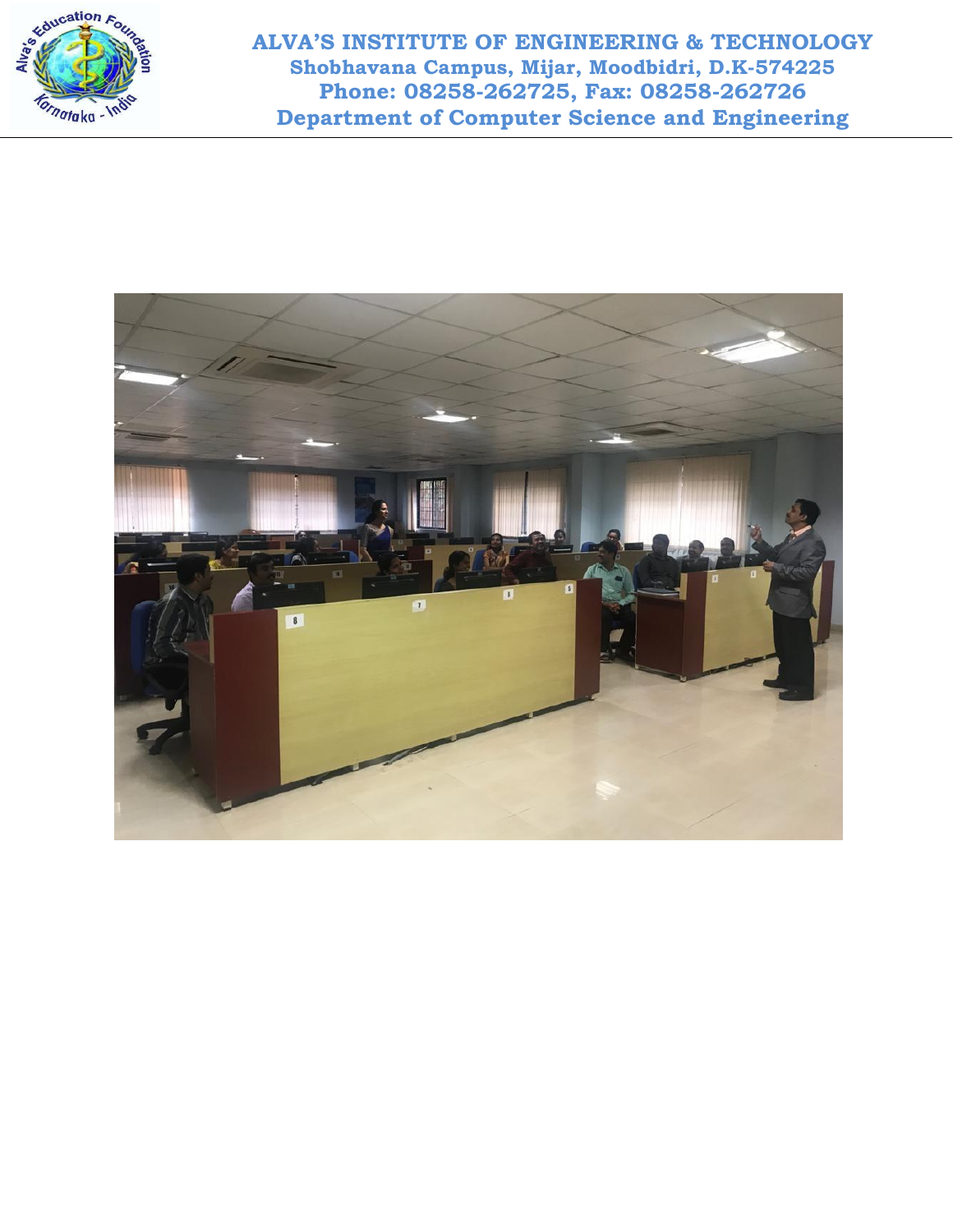# ALVA'S INSTITUTE OF ENGINEERING & TECHNOLOGY

**Shobhavana Campus, Mijar, Moodbidri, D.K-574225**

**Phone: 08258-262725, Fax: 08258-262726**

**Department of Computer Science and Engineering**